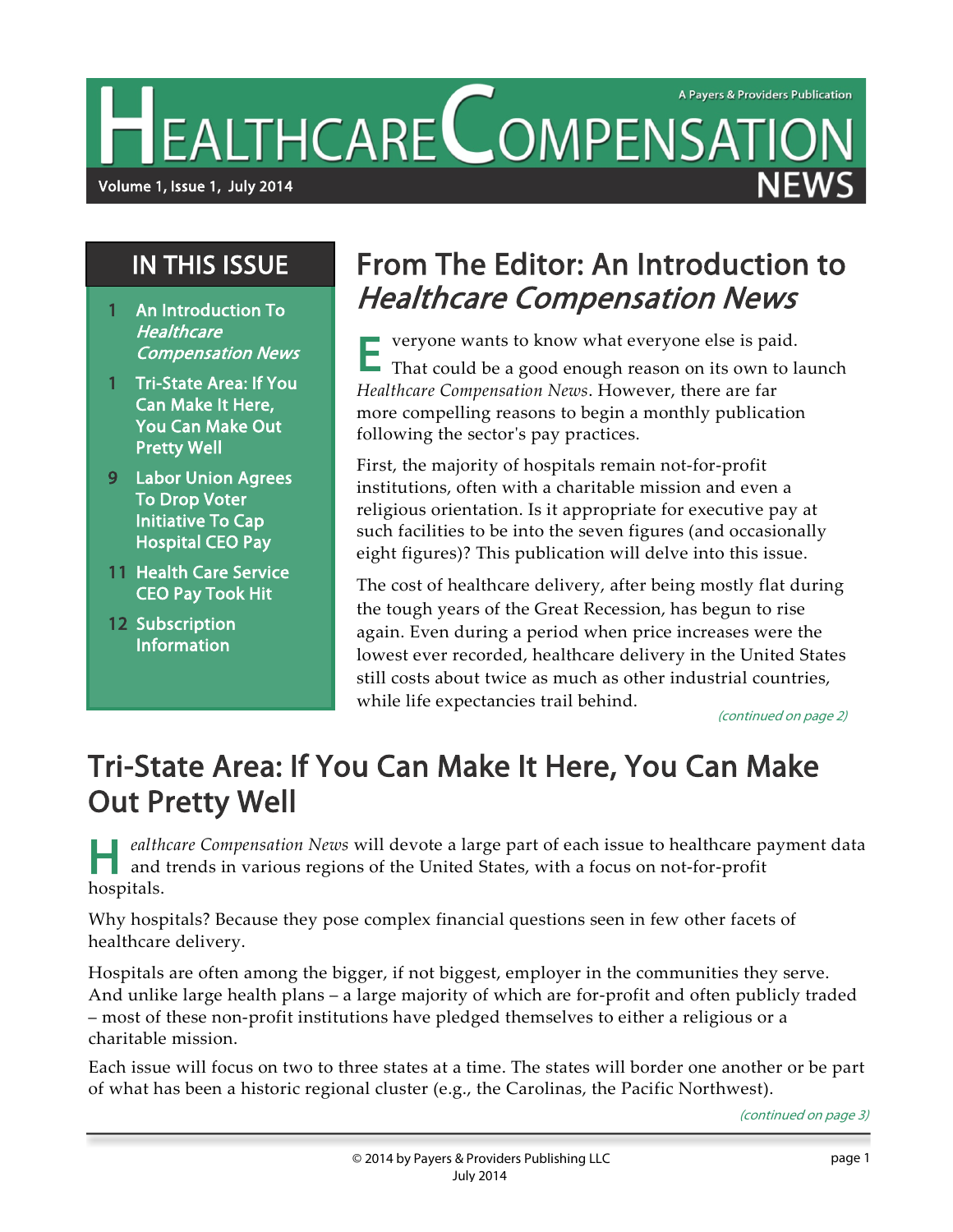# Healthcare Compensation News

A Payers & Providers Publication

Volume 1, Issue 1, July 2014

## IN THIS ISSUE

1 An Introduction To *Healthcare Compensation News*

1 Tri-State Area: If You Can Make It Here, You Can Make Out Pretty Well

9 Labor Union Agrees To Drop Voter Initiative To Cap Hospital CEO Pay

11 Health Care Service CEO Pay Took Hit

12 Subscription Information

## From The Editor: An Introduction to *Healthcare Compensation News*

Everyone wants to know what everyone else is paid. That could be a good enough reason on its own to launch *Healthcare Compensation News*. However, there are far more compelling reasons to begin a monthly publication following the sector's pay practices.

First, the majority of hospitals remain not-for-profit institutions, often with a charitable mission and even a religious orientation. Is it appropriate for executive pay at such facilities to be into the seven figures (and occasionally eight figures)? This publication will delve into this issue.

The cost of healthcare delivery, after being mostly flat during the tough years of the Great Recession, has begun to rise again. Even during a period when price increases were the lowest ever recorded, healthcare delivery in the United States still costs about twice as much as other industrial countries, while life expectancies trail behind.

*(continued on page 2)*

## Tri-State Area: If You Can Make It Here, You Can Make Out Pretty Well

*Healthcare Compensation News* will devote a large part of each issue to healthcare payment data and trends in various regions of the United States, with a focus on not-for-profit hospitals.

Why hospitals? Because they pose complex financial questions seen in few other facets of healthcare delivery.

Hospitals are often among the bigger, if not biggest, employer in the communities they serve. And unlike large health plans – a large majority of which are for-profit and often publicly traded – most of these non-profit institutions have pledged themselves to either a religious or a charitable mission.

Each issue will focus on two to three states at a time. The states will border one another or be part of what has been a historic regional cluster (e.g., the Carolinas, the Pacific Northwest).

*(continued on page 3)*

© 2014 by Payers & Providers Publishing LLC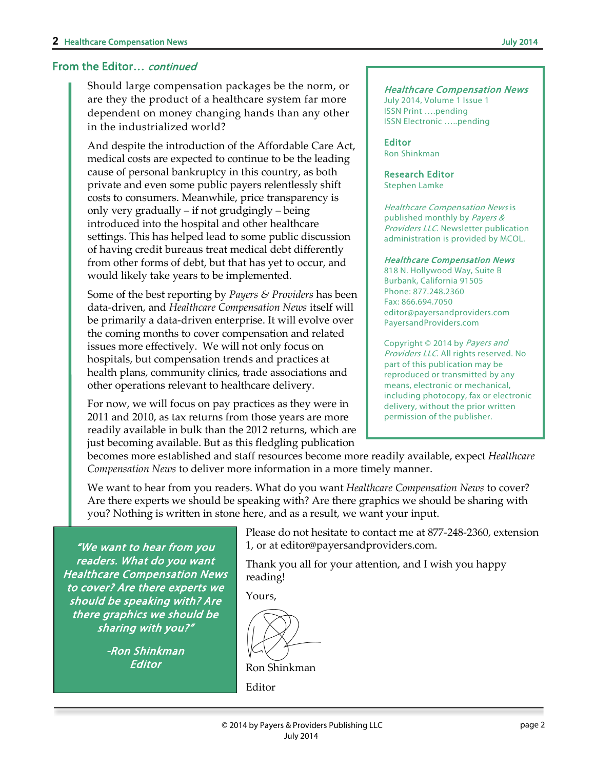## From the Editor… *continued*

Should large compensation packages be the norm, or are they the product of a healthcare system far more dependent on money changing hands than any other in the industrialized world?

And despite the introduction of the Affordable Care Act, medical costs are expected to continue to be the leading cause of personal bankruptcy in this country, as both private and even some public payers relentlessly shift costs to consumers. Meanwhile, price transparency is only very gradually – if not grudgingly – being introduced into the hospital and other healthcare settings. This has helped lead to some public discussion of having credit bureaus treat medical debt differently from other forms of debt, but that has yet to occur, and would likely take years to be implemented.

Some of the best reporting by *Payers & Providers* has been data-driven, and *Healthcare Compensation News* itself will be primarily a data-driven enterprise. It will evolve over the coming months to cover compensation and related issues more effectively. We will not only focus on hospitals, but compensation trends and practices at health plans, community clinics, trade associations and other operations relevant to healthcare delivery.

For now, we will focus on pay practices as they were in 2011 and 2010, as tax returns from those years are more readily available in bulk than the 2012 returns, which are just becoming available. But as this fledgling publication becomes more established and staff resources become more readily available, expect *Healthcare Compensation News* to deliver more information in a more timely manner.

We want to hear from you readers. What do you want *Healthcare Compensation News* to cover? Are there experts we should be speaking with? Are there graphics we should be sharing with you? Nothing is written in stone here, and as a result, we want your input.

Please do not hesitate to contact me at 877-248-2360, extension 1, or at editor@payersandproviders.com.

Thank you all for your attention, and I wish you happy reading!

Yours,

Ron Shinkman

Editor

> *"We want to hear from you readers. What do you want Healthcare Compensation News to cover? Are there experts we should be speaking with? Are there graphics we should be sharing with you?"*
>
> *-Ron Shinkman*
> *Editor*

---

***Healthcare Compensation News***
July 2014, Volume 1 Issue 1
ISSN Print ….pending
ISSN Electronic …..pending

**Editor**
Ron Shinkman

**Research Editor**
Stephen Lamke

*Healthcare Compensation News* is published monthly by *Payers & Providers LLC*. Newsletter publication administration is provided by MCOL.

***Healthcare Compensation News***
818 N. Hollywood Way, Suite B
Burbank, California 91505
Phone: 877.248.2360
Fax: 866.694.7050
editor@payersandproviders.com
PayersandProviders.com

Copyright © 2014 by *Payers and Providers LLC*. All rights reserved. No part of this publication may be reproduced or transmitted by any means, electronic or mechanical, including photocopy, fax or electronic delivery, without the prior written permission of the publisher.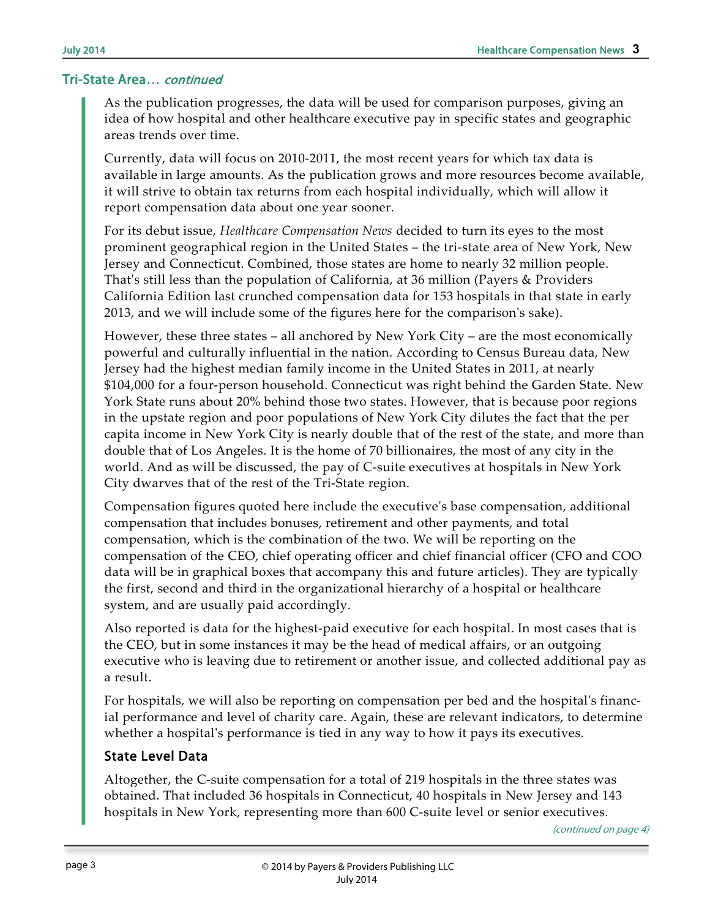## Tri-State Area… *continued*

As the publication progresses, the data will be used for comparison purposes, giving an idea of how hospital and other healthcare executive pay in specific states and geographic areas trends over time.

Currently, data will focus on 2010-2011, the most recent years for which tax data is available in large amounts. As the publication grows and more resources become available, it will strive to obtain tax returns from each hospital individually, which will allow it report compensation data about one year sooner.

For its debut issue, *Healthcare Compensation News* decided to turn its eyes to the most prominent geographical region in the United States – the tri-state area of New York, New Jersey and Connecticut. Combined, those states are home to nearly 32 million people. That's still less than the population of California, at 36 million (Payers & Providers California Edition last crunched compensation data for 153 hospitals in that state in early 2013, and we will include some of the figures here for the comparison's sake).

However, these three states – all anchored by New York City – are the most economically powerful and culturally influential in the nation. According to Census Bureau data, New Jersey had the highest median family income in the United States in 2011, at nearly $104,000 for a four-person household. Connecticut was right behind the Garden State. New York State runs about 20% behind those two states. However, that is because poor regions in the upstate region and poor populations of New York City dilutes the fact that the per capita income in New York City is nearly double that of the rest of the state, and more than double that of Los Angeles. It is the home of 70 billionaires, the most of any city in the world. And as will be discussed, the pay of C-suite executives at hospitals in New York City dwarves that of the rest of the Tri-State region.

Compensation figures quoted here include the executive's base compensation, additional compensation that includes bonuses, retirement and other payments, and total compensation, which is the combination of the two. We will be reporting on the compensation of the CEO, chief operating officer and chief financial officer (CFO and COO data will be in graphical boxes that accompany this and future articles). They are typically the first, second and third in the organizational hierarchy of a hospital or healthcare system, and are usually paid accordingly.

Also reported is data for the highest-paid executive for each hospital. In most cases that is the CEO, but in some instances it may be the head of medical affairs, or an outgoing executive who is leaving due to retirement or another issue, and collected additional pay as a result.

For hospitals, we will also be reporting on compensation per bed and the hospital's financial performance and level of charity care. Again, these are relevant indicators, to determine whether a hospital's performance is tied in any way to how it pays its executives.

### State Level Data

Altogether, the C-suite compensation for a total of 219 hospitals in the three states was obtained. That included 36 hospitals in Connecticut, 40 hospitals in New Jersey and 143 hospitals in New York, representing more than 600 C-suite level or senior executives.

*(continued on page 4)*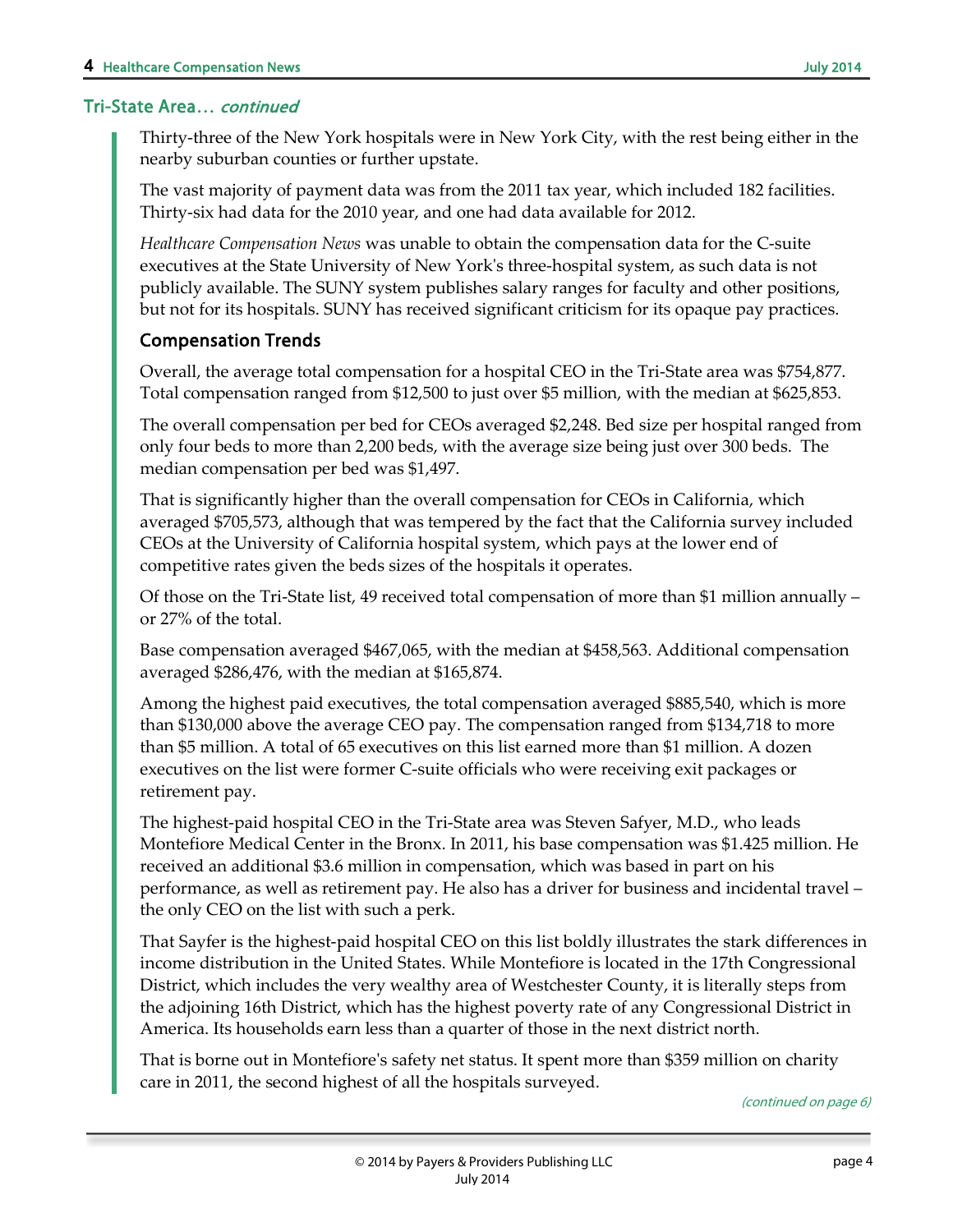## Tri-State Area… *continued*

Thirty-three of the New York hospitals were in New York City, with the rest being either in the nearby suburban counties or further upstate.

The vast majority of payment data was from the 2011 tax year, which included 182 facilities. Thirty-six had data for the 2010 year, and one had data available for 2012.

*Healthcare Compensation News* was unable to obtain the compensation data for the C-suite executives at the State University of New York's three-hospital system, as such data is not publicly available. The SUNY system publishes salary ranges for faculty and other positions, but not for its hospitals. SUNY has received significant criticism for its opaque pay practices.

### Compensation Trends

Overall, the average total compensation for a hospital CEO in the Tri-State area was $754,877. Total compensation ranged from $12,500 to just over $5 million, with the median at $625,853.

The overall compensation per bed for CEOs averaged $2,248. Bed size per hospital ranged from only four beds to more than 2,200 beds, with the average size being just over 300 beds. The median compensation per bed was $1,497.

That is significantly higher than the overall compensation for CEOs in California, which averaged $705,573, although that was tempered by the fact that the California survey included CEOs at the University of California hospital system, which pays at the lower end of competitive rates given the beds sizes of the hospitals it operates.

Of those on the Tri-State list, 49 received total compensation of more than $1 million annually – or 27% of the total.

Base compensation averaged $467,065, with the median at $458,563. Additional compensation averaged $286,476, with the median at $165,874.

Among the highest paid executives, the total compensation averaged $885,540, which is more than $130,000 above the average CEO pay. The compensation ranged from $134,718 to more than $5 million. A total of 65 executives on this list earned more than $1 million. A dozen executives on the list were former C-suite officials who were receiving exit packages or retirement pay.

The highest-paid hospital CEO in the Tri-State area was Steven Safyer, M.D., who leads Montefiore Medical Center in the Bronx. In 2011, his base compensation was $1.425 million. He received an additional $3.6 million in compensation, which was based in part on his performance, as well as retirement pay. He also has a driver for business and incidental travel – the only CEO on the list with such a perk.

That Sayfer is the highest-paid hospital CEO on this list boldly illustrates the stark differences in income distribution in the United States. While Montefiore is located in the 17th Congressional District, which includes the very wealthy area of Westchester County, it is literally steps from the adjoining 16th District, which has the highest poverty rate of any Congressional District in America. Its households earn less than a quarter of those in the next district north.

That is borne out in Montefiore's safety net status. It spent more than $359 million on charity care in 2011, the second highest of all the hospitals surveyed.

*(continued on page 6)*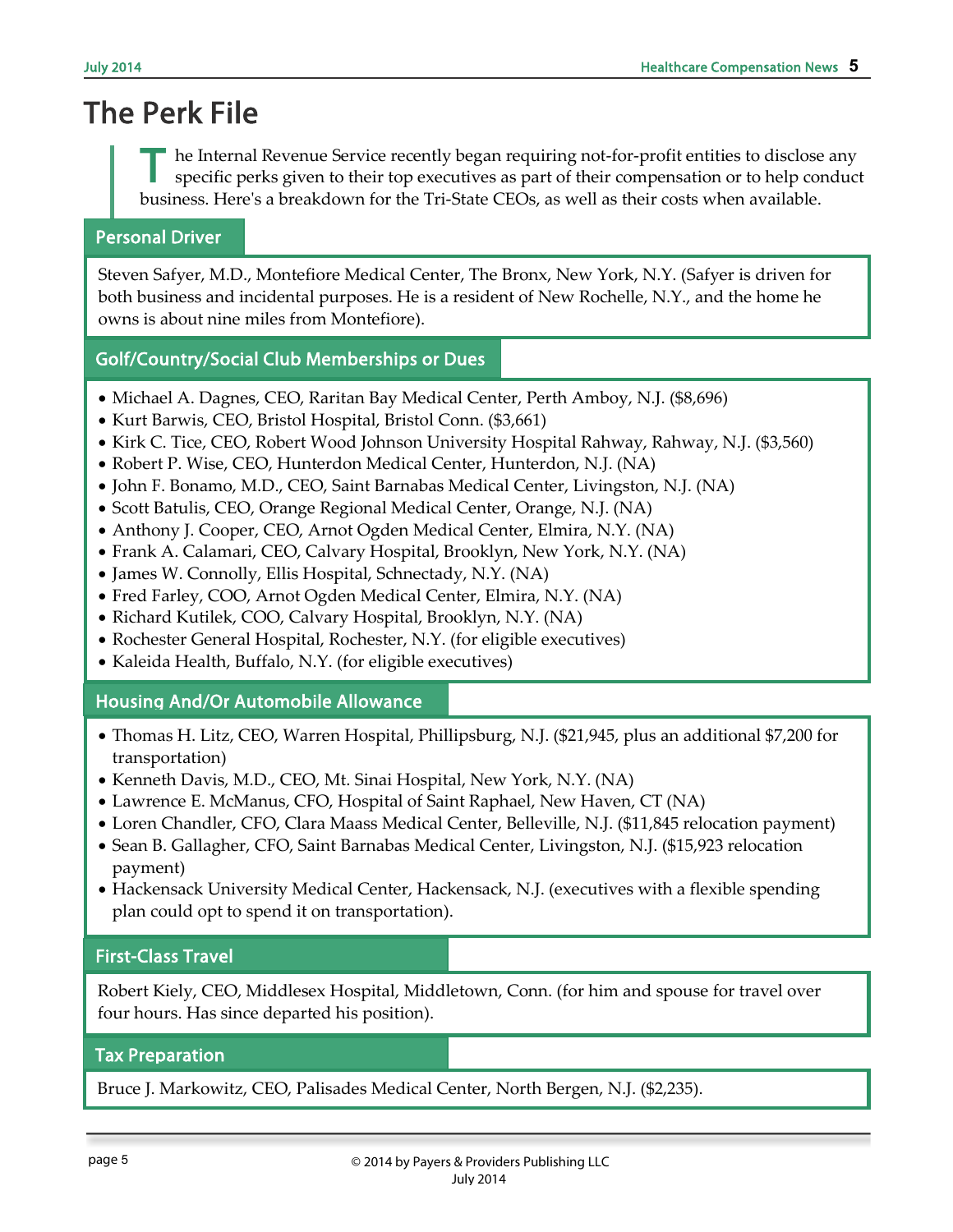# The Perk File

The Internal Revenue Service recently began requiring not-for-profit entities to disclose any specific perks given to their top executives as part of their compensation or to help conduct business. Here's a breakdown for the Tri-State CEOs, as well as their costs when available.

## Personal Driver

Steven Safyer, M.D., Montefiore Medical Center, The Bronx, New York, N.Y. (Safyer is driven for both business and incidental purposes. He is a resident of New Rochelle, N.Y., and the home he owns is about nine miles from Montefiore).

## Golf/Country/Social Club Memberships or Dues

- Michael A. Dagnes, CEO, Raritan Bay Medical Center, Perth Amboy, N.J. ($8,696)
- Kurt Barwis, CEO, Bristol Hospital, Bristol Conn. ($3,661)
- Kirk C. Tice, CEO, Robert Wood Johnson University Hospital Rahway, Rahway, N.J. ($3,560)
- Robert P. Wise, CEO, Hunterdon Medical Center, Hunterdon, N.J. (NA)
- John F. Bonamo, M.D., CEO, Saint Barnabas Medical Center, Livingston, N.J. (NA)
- Scott Batulis, CEO, Orange Regional Medical Center, Orange, N.J. (NA)
- Anthony J. Cooper, CEO, Arnot Ogden Medical Center, Elmira, N.Y. (NA)
- Frank A. Calamari, CEO, Calvary Hospital, Brooklyn, New York, N.Y. (NA)
- James W. Connolly, Ellis Hospital, Schnectady, N.Y. (NA)
- Fred Farley, COO, Arnot Ogden Medical Center, Elmira, N.Y. (NA)
- Richard Kutilek, COO, Calvary Hospital, Brooklyn, N.Y. (NA)
- Rochester General Hospital, Rochester, N.Y. (for eligible executives)
- Kaleida Health, Buffalo, N.Y. (for eligible executives)

## Housing And/Or Automobile Allowance

- Thomas H. Litz, CEO, Warren Hospital, Phillipsburg, N.J. ($21,945, plus an additional $7,200 for transportation)
- Kenneth Davis, M.D., CEO, Mt. Sinai Hospital, New York, N.Y. (NA)
- Lawrence E. McManus, CFO, Hospital of Saint Raphael, New Haven, CT (NA)
- Loren Chandler, CFO, Clara Maass Medical Center, Belleville, N.J. ($11,845 relocation payment)
- Sean B. Gallagher, CFO, Saint Barnabas Medical Center, Livingston, N.J. ($15,923 relocation payment)
- Hackensack University Medical Center, Hackensack, N.J. (executives with a flexible spending plan could opt to spend it on transportation).

## First-Class Travel

Robert Kiely, CEO, Middlesex Hospital, Middletown, Conn. (for him and spouse for travel over four hours. Has since departed his position).

## Tax Preparation

Bruce J. Markowitz, CEO, Palisades Medical Center, North Bergen, N.J. ($2,235).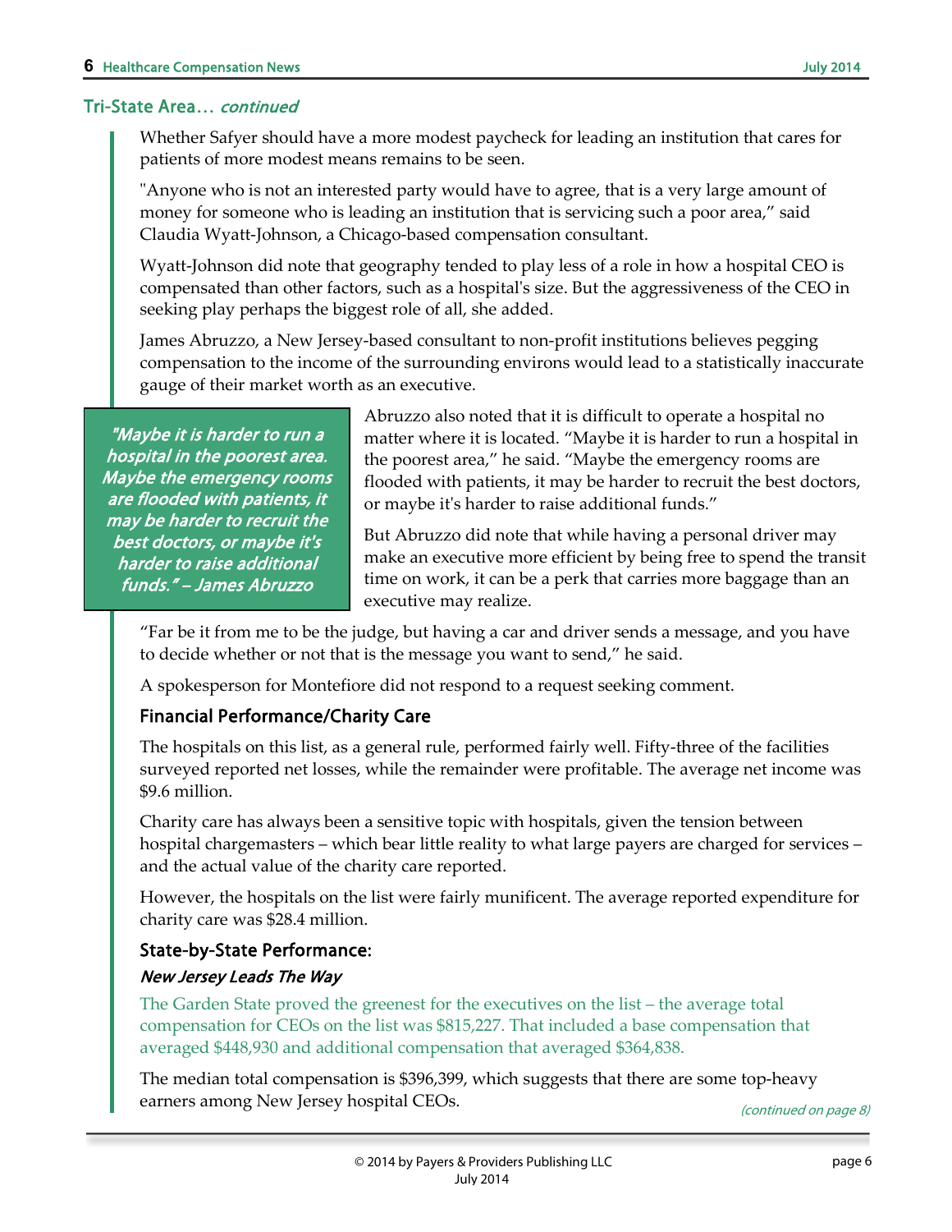## Tri-State Area… *continued*

Whether Safyer should have a more modest paycheck for leading an institution that cares for patients of more modest means remains to be seen.

"Anyone who is not an interested party would have to agree, that is a very large amount of money for someone who is leading an institution that is servicing such a poor area," said Claudia Wyatt-Johnson, a Chicago-based compensation consultant.

Wyatt-Johnson did note that geography tended to play less of a role in how a hospital CEO is compensated than other factors, such as a hospital's size. But the aggressiveness of the CEO in seeking play perhaps the biggest role of all, she added.

James Abruzzo, a New Jersey-based consultant to non-profit institutions believes pegging compensation to the income of the surrounding environs would lead to a statistically inaccurate gauge of their market worth as an executive.

> *"Maybe it is harder to run a hospital in the poorest area. Maybe the emergency rooms are flooded with patients, it may be harder to recruit the best doctors, or maybe it's harder to raise additional funds." – James Abruzzo*

Abruzzo also noted that it is difficult to operate a hospital no matter where it is located. "Maybe it is harder to run a hospital in the poorest area," he said. "Maybe the emergency rooms are flooded with patients, it may be harder to recruit the best doctors, or maybe it's harder to raise additional funds."

But Abruzzo did note that while having a personal driver may make an executive more efficient by being free to spend the transit time on work, it can be a perk that carries more baggage than an executive may realize.

"Far be it from me to be the judge, but having a car and driver sends a message, and you have to decide whether or not that is the message you want to send," he said.

A spokesperson for Montefiore did not respond to a request seeking comment.

### Financial Performance/Charity Care

The hospitals on this list, as a general rule, performed fairly well. Fifty-three of the facilities surveyed reported net losses, while the remainder were profitable. The average net income was $9.6 million.

Charity care has always been a sensitive topic with hospitals, given the tension between hospital chargemasters – which bear little reality to what large payers are charged for services – and the actual value of the charity care reported.

However, the hospitals on the list were fairly munificent. The average reported expenditure for charity care was $28.4 million.

### State-by-State Performance:

#### *New Jersey Leads The Way*

The Garden State proved the greenest for the executives on the list – the average total compensation for CEOs on the list was $815,227. That included a base compensation that averaged $448,930 and additional compensation that averaged $364,838.

The median total compensation is $396,399, which suggests that there are some top-heavy earners among New Jersey hospital CEOs.

*(continued on page 8)*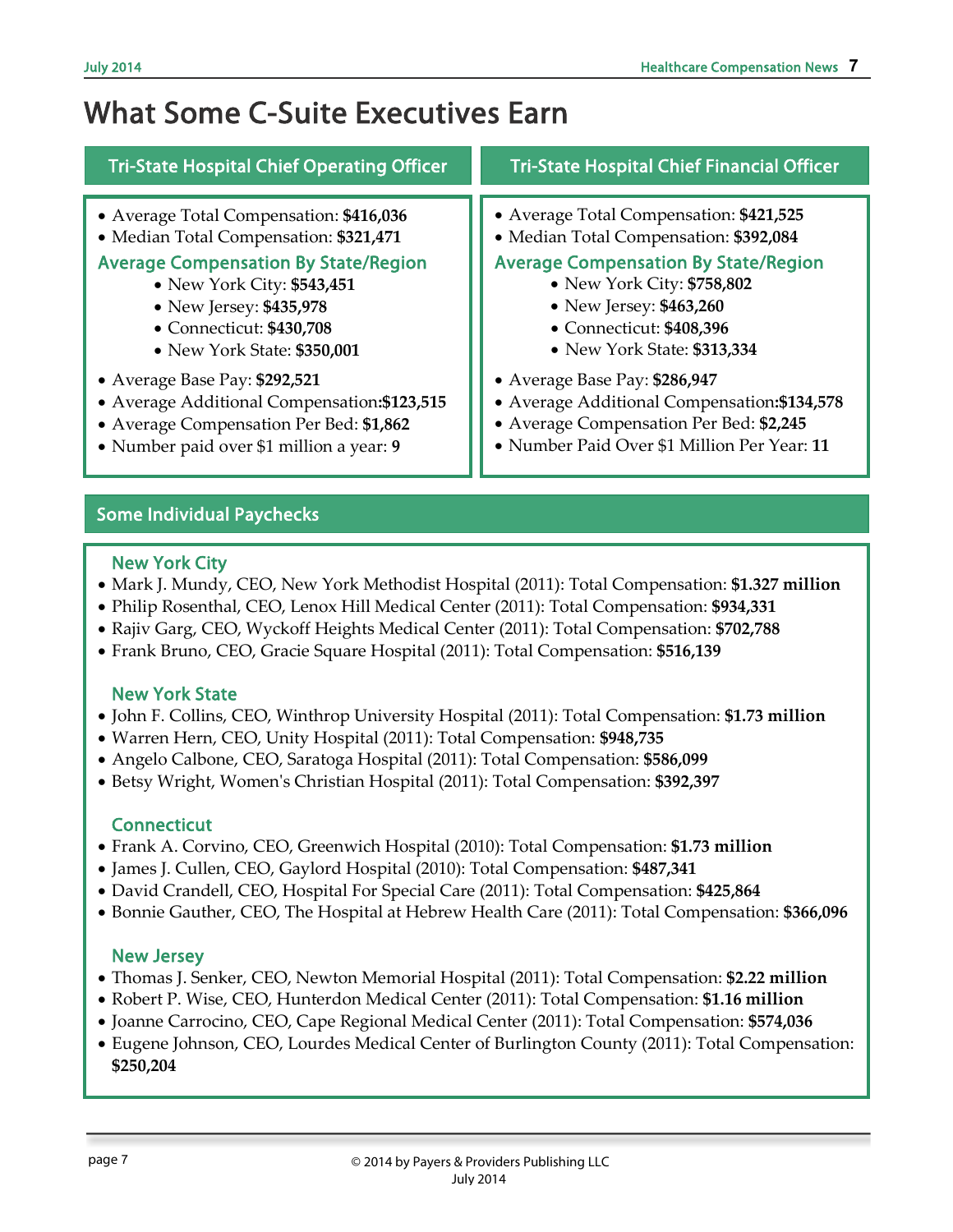# What Some C-Suite Executives Earn

## Tri-State Hospital Chief Operating Officer

- Average Total Compensation: **$416,036**
- Median Total Compensation: **$321,471**

### Average Compensation By State/Region

- New York City: **$543,451**
- New Jersey: **$435,978**
- Connecticut: **$430,708**
- New York State: **$350,001**

- Average Base Pay: **$292,521**
- Average Additional Compensation:**$123,515**
- Average Compensation Per Bed: **$1,862**
- Number paid over $1 million a year: **9**

## Tri-State Hospital Chief Financial Officer

- Average Total Compensation: **$421,525**
- Median Total Compensation: **$392,084**

### Average Compensation By State/Region

- New York City: **$758,802**
- New Jersey: **$463,260**
- Connecticut: **$408,396**
- New York State: **$313,334**

- Average Base Pay: **$286,947**
- Average Additional Compensation:**$134,578**
- Average Compensation Per Bed: **$2,245**
- Number Paid Over $1 Million Per Year: **11**

## Some Individual Paychecks

### New York City

- Mark J. Mundy, CEO, New York Methodist Hospital (2011): Total Compensation: **$1.327 million**
- Philip Rosenthal, CEO, Lenox Hill Medical Center (2011): Total Compensation: **$934,331**
- Rajiv Garg, CEO, Wyckoff Heights Medical Center (2011): Total Compensation: **$702,788**
- Frank Bruno, CEO, Gracie Square Hospital (2011): Total Compensation: **$516,139**

### New York State

- John F. Collins, CEO, Winthrop University Hospital (2011): Total Compensation: **$1.73 million**
- Warren Hern, CEO, Unity Hospital (2011): Total Compensation: **$948,735**
- Angelo Calbone, CEO, Saratoga Hospital (2011): Total Compensation: **$586,099**
- Betsy Wright, Women's Christian Hospital (2011): Total Compensation: **$392,397**

### Connecticut

- Frank A. Corvino, CEO, Greenwich Hospital (2010): Total Compensation: **$1.73 million**
- James J. Cullen, CEO, Gaylord Hospital (2010): Total Compensation: **$487,341**
- David Crandell, CEO, Hospital For Special Care (2011): Total Compensation: **$425,864**
- Bonnie Gauther, CEO, The Hospital at Hebrew Health Care (2011): Total Compensation: **$366,096**

### New Jersey

- Thomas J. Senker, CEO, Newton Memorial Hospital (2011): Total Compensation: **$2.22 million**
- Robert P. Wise, CEO, Hunterdon Medical Center (2011): Total Compensation: **$1.16 million**
- Joanne Carrocino, CEO, Cape Regional Medical Center (2011): Total Compensation: **$574,036**
- Eugene Johnson, CEO, Lourdes Medical Center of Burlington County (2011): Total Compensation: **$250,204**

© 2014 by Payers & Providers Publishing LLC
July 2014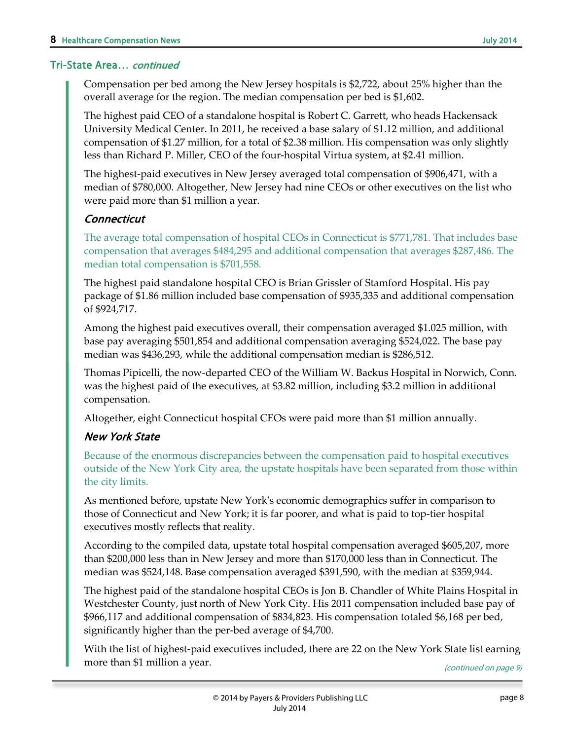## Tri-State Area… *continued*

Compensation per bed among the New Jersey hospitals is $2,722, about 25% higher than the overall average for the region. The median compensation per bed is $1,602.

The highest paid CEO of a standalone hospital is Robert C. Garrett, who heads Hackensack University Medical Center. In 2011, he received a base salary of $1.12 million, and additional compensation of $1.27 million, for a total of $2.38 million. His compensation was only slightly less than Richard P. Miller, CEO of the four-hospital Virtua system, at $2.41 million.

The highest-paid executives in New Jersey averaged total compensation of $906,471, with a median of $780,000. Altogether, New Jersey had nine CEOs or other executives on the list who were paid more than $1 million a year.

### *Connecticut*

The average total compensation of hospital CEOs in Connecticut is $771,781. That includes base compensation that averages $484,295 and additional compensation that averages $287,486. The median total compensation is $701,558.

The highest paid standalone hospital CEO is Brian Grissler of Stamford Hospital. His pay package of $1.86 million included base compensation of $935,335 and additional compensation of $924,717.

Among the highest paid executives overall, their compensation averaged $1.025 million, with base pay averaging $501,854 and additional compensation averaging $524,022. The base pay median was $436,293, while the additional compensation median is $286,512.

Thomas Pipicelli, the now-departed CEO of the William W. Backus Hospital in Norwich, Conn. was the highest paid of the executives, at $3.82 million, including $3.2 million in additional compensation.

Altogether, eight Connecticut hospital CEOs were paid more than $1 million annually.

### *New York State*

Because of the enormous discrepancies between the compensation paid to hospital executives outside of the New York City area, the upstate hospitals have been separated from those within the city limits.

As mentioned before, upstate New York's economic demographics suffer in comparison to those of Connecticut and New York; it is far poorer, and what is paid to top-tier hospital executives mostly reflects that reality.

According to the compiled data, upstate total hospital compensation averaged $605,207, more than $200,000 less than in New Jersey and more than $170,000 less than in Connecticut. The median was $524,148. Base compensation averaged $391,590, with the median at $359,944.

The highest paid of the standalone hospital CEOs is Jon B. Chandler of White Plains Hospital in Westchester County, just north of New York City. His 2011 compensation included base pay of $966,117 and additional compensation of $834,823. His compensation totaled $6,168 per bed, significantly higher than the per-bed average of $4,700.

With the list of highest-paid executives included, there are 22 on the New York State list earning more than $1 million a year.

*(continued on page 9)*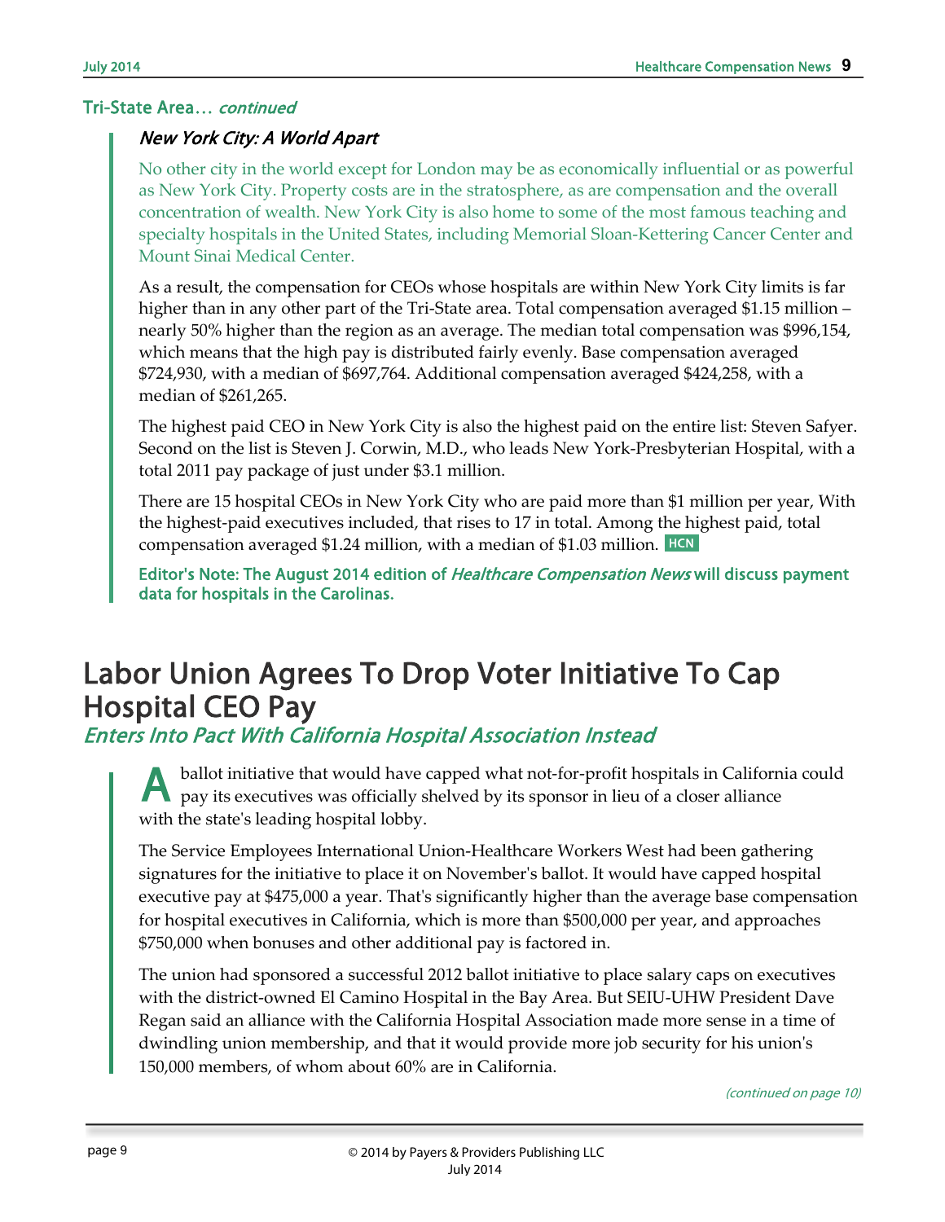## Tri-State Area… *continued*

### *New York City: A World Apart*

No other city in the world except for London may be as economically influential or as powerful as New York City. Property costs are in the stratosphere, as are compensation and the overall concentration of wealth. New York City is also home to some of the most famous teaching and specialty hospitals in the United States, including Memorial Sloan-Kettering Cancer Center and Mount Sinai Medical Center.

As a result, the compensation for CEOs whose hospitals are within New York City limits is far higher than in any other part of the Tri-State area. Total compensation averaged $1.15 million – nearly 50% higher than the region as an average. The median total compensation was $996,154, which means that the high pay is distributed fairly evenly. Base compensation averaged $724,930, with a median of $697,764. Additional compensation averaged $424,258, with a median of $261,265.

The highest paid CEO in New York City is also the highest paid on the entire list: Steven Safyer. Second on the list is Steven J. Corwin, M.D., who leads New York-Presbyterian Hospital, with a total 2011 pay package of just under $3.1 million.

There are 15 hospital CEOs in New York City who are paid more than $1 million per year, With the highest-paid executives included, that rises to 17 in total. Among the highest paid, total compensation averaged $1.24 million, with a median of $1.03 million. HCN

**Editor's Note: The August 2014 edition of *Healthcare Compensation News* will discuss payment data for hospitals in the Carolinas.**

# Labor Union Agrees To Drop Voter Initiative To Cap Hospital CEO Pay

## *Enters Into Pact With California Hospital Association Instead*

A ballot initiative that would have capped what not-for-profit hospitals in California could pay its executives was officially shelved by its sponsor in lieu of a closer alliance with the state's leading hospital lobby.

The Service Employees International Union-Healthcare Workers West had been gathering signatures for the initiative to place it on November's ballot. It would have capped hospital executive pay at $475,000 a year. That's significantly higher than the average base compensation for hospital executives in California, which is more than $500,000 per year, and approaches $750,000 when bonuses and other additional pay is factored in.

The union had sponsored a successful 2012 ballot initiative to place salary caps on executives with the district-owned El Camino Hospital in the Bay Area. But SEIU-UHW President Dave Regan said an alliance with the California Hospital Association made more sense in a time of dwindling union membership, and that it would provide more job security for his union's 150,000 members, of whom about 60% are in California.

*(continued on page 10)*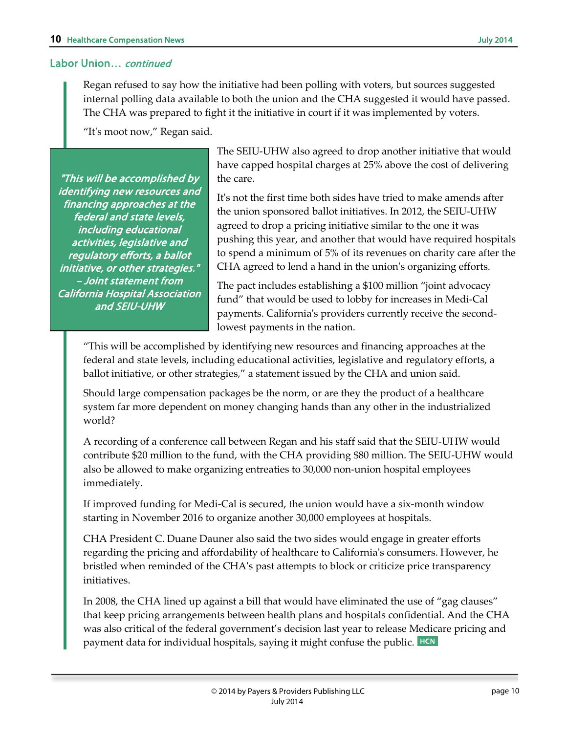## Labor Union… *continued*

Regan refused to say how the initiative had been polling with voters, but sources suggested internal polling data available to both the union and the CHA suggested it would have passed. The CHA was prepared to fight it the initiative in court if it was implemented by voters.

"It's moot now," Regan said.

> ***"This will be accomplished by identifying new resources and financing approaches at the federal and state levels, including educational activities, legislative and regulatory efforts, a ballot initiative, or other strategies." – Joint statement from California Hospital Association and SEIU-UHW***

The SEIU-UHW also agreed to drop another initiative that would have capped hospital charges at 25% above the cost of delivering the care.

It's not the first time both sides have tried to make amends after the union sponsored ballot initiatives. In 2012, the SEIU-UHW agreed to drop a pricing initiative similar to the one it was pushing this year, and another that would have required hospitals to spend a minimum of 5% of its revenues on charity care after the CHA agreed to lend a hand in the union's organizing efforts.

The pact includes establishing a $100 million "joint advocacy fund" that would be used to lobby for increases in Medi-Cal payments. California's providers currently receive the second-lowest payments in the nation.

"This will be accomplished by identifying new resources and financing approaches at the federal and state levels, including educational activities, legislative and regulatory efforts, a ballot initiative, or other strategies," a statement issued by the CHA and union said.

Should large compensation packages be the norm, or are they the product of a healthcare system far more dependent on money changing hands than any other in the industrialized world?

A recording of a conference call between Regan and his staff said that the SEIU-UHW would contribute $20 million to the fund, with the CHA providing $80 million. The SEIU-UHW would also be allowed to make organizing entreaties to 30,000 non-union hospital employees immediately.

If improved funding for Medi-Cal is secured, the union would have a six-month window starting in November 2016 to organize another 30,000 employees at hospitals.

CHA President C. Duane Dauner also said the two sides would engage in greater efforts regarding the pricing and affordability of healthcare to California's consumers. However, he bristled when reminded of the CHA's past attempts to block or criticize price transparency initiatives.

In 2008, the CHA lined up against a bill that would have eliminated the use of "gag clauses" that keep pricing arrangements between health plans and hospitals confidential. And the CHA was also critical of the federal government's decision last year to release Medicare pricing and payment data for individual hospitals, saying it might confuse the public. HCN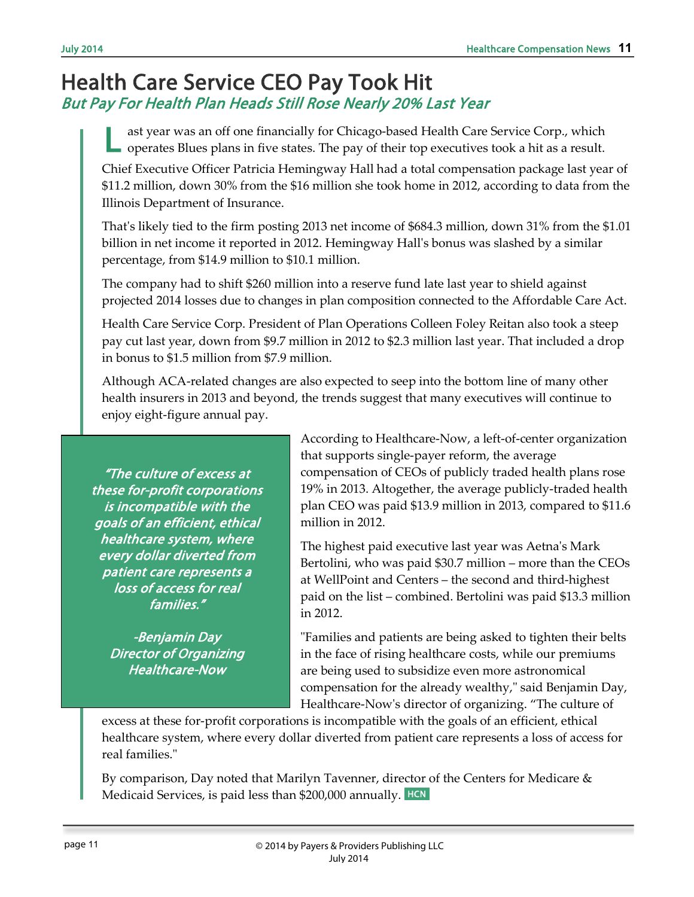# Health Care Service CEO Pay Took Hit

## *But Pay For Health Plan Heads Still Rose Nearly 20% Last Year*

Last year was an off one financially for Chicago-based Health Care Service Corp., which operates Blues plans in five states. The pay of their top executives took a hit as a result.

Chief Executive Officer Patricia Hemingway Hall had a total compensation package last year of $11.2 million, down 30% from the $16 million she took home in 2012, according to data from the Illinois Department of Insurance.

That's likely tied to the firm posting 2013 net income of $684.3 million, down 31% from the $1.01 billion in net income it reported in 2012. Hemingway Hall's bonus was slashed by a similar percentage, from $14.9 million to $10.1 million.

The company had to shift $260 million into a reserve fund late last year to shield against projected 2014 losses due to changes in plan composition connected to the Affordable Care Act.

Health Care Service Corp. President of Plan Operations Colleen Foley Reitan also took a steep pay cut last year, down from $9.7 million in 2012 to $2.3 million last year. That included a drop in bonus to $1.5 million from $7.9 million.

Although ACA-related changes are also expected to seep into the bottom line of many other health insurers in 2013 and beyond, the trends suggest that many executives will continue to enjoy eight-figure annual pay.

> *"The culture of excess at these for-profit corporations is incompatible with the goals of an efficient, ethical healthcare system, where every dollar diverted from patient care represents a loss of access for real families."*
>
> *-Benjamin Day*
> *Director of Organizing*
> *Healthcare-Now*

According to Healthcare-Now, a left-of-center organization that supports single-payer reform, the average compensation of CEOs of publicly traded health plans rose 19% in 2013. Altogether, the average publicly-traded health plan CEO was paid $13.9 million in 2013, compared to $11.6 million in 2012.

The highest paid executive last year was Aetna's Mark Bertolini, who was paid $30.7 million – more than the CEOs at WellPoint and Centers – the second and third-highest paid on the list – combined. Bertolini was paid $13.3 million in 2012.

"Families and patients are being asked to tighten their belts in the face of rising healthcare costs, while our premiums are being used to subsidize even more astronomical compensation for the already wealthy," said Benjamin Day, Healthcare-Now's director of organizing. "The culture of excess at these for-profit corporations is incompatible with the goals of an efficient, ethical healthcare system, where every dollar diverted from patient care represents a loss of access for real families."

By comparison, Day noted that Marilyn Tavenner, director of the Centers for Medicare & Medicaid Services, is paid less than $200,000 annually. HCN

© 2014 by Payers & Providers Publishing LLC
July 2014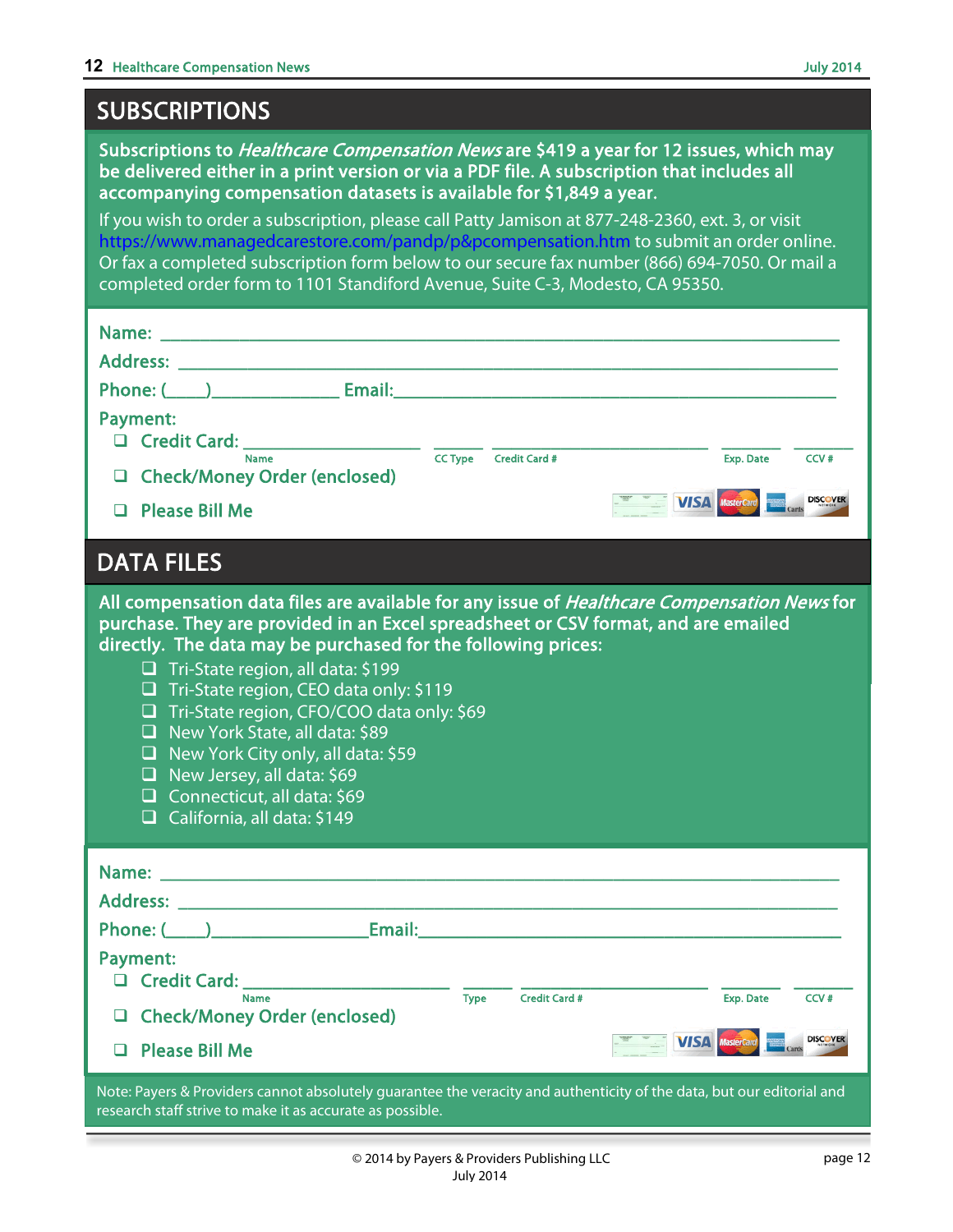## SUBSCRIPTIONS

**Subscriptions to *Healthcare Compensation News* are $419 a year for 12 issues, which may be delivered either in a print version or via a PDF file. A subscription that includes all accompanying compensation datasets is available for $1,849 a year.**

If you wish to order a subscription, please call Patty Jamison at 877-248-2360, ext. 3, or visit https://www.managedcarestore.com/pandp/p&pcompensation.htm to submit an order online. Or fax a completed subscription form below to our secure fax number (866) 694-7050. Or mail a completed order form to 1101 Standiford Avenue, Suite C-3, Modesto, CA 95350.

**Name:** ____________________

**Address:** ____________________

**Phone:** (____)____________ **Email:** ____________________

**Payment:**

- ❑ **Credit Card:** ____________ (Name) ______ (CC Type) ____________ (Credit Card #) ______ (Exp. Date) ______ (CCV #)
- ❑ **Check/Money Order (enclosed)**
- ❑ **Please Bill Me**

## DATA FILES

**All compensation data files are available for any issue of *Healthcare Compensation News* for purchase. They are provided in an Excel spreadsheet or CSV format, and are emailed directly. The data may be purchased for the following prices:**

- ❑ Tri-State region, all data: $199
- ❑ Tri-State region, CEO data only: $119
- ❑ Tri-State region, CFO/COO data only: $69
- ❑ New York State, all data: $89
- ❑ New York City only, all data: $59
- ❑ New Jersey, all data: $69
- ❑ Connecticut, all data: $69
- ❑ California, all data: $149

**Name:** ____________________

**Address:** ____________________

**Phone:** (____)____________ **Email:** ____________________

**Payment:**

- ❑ **Credit Card:** ____________ (Name) ______ (Type) ____________ (Credit Card #) ______ (Exp. Date) ______ (CCV #)
- ❑ **Check/Money Order (enclosed)**
- ❑ **Please Bill Me**

Note: Payers & Providers cannot absolutely guarantee the veracity and authenticity of the data, but our editorial and research staff strive to make it as accurate as possible.

© 2014 by Payers & Providers Publishing LLC
July 2014